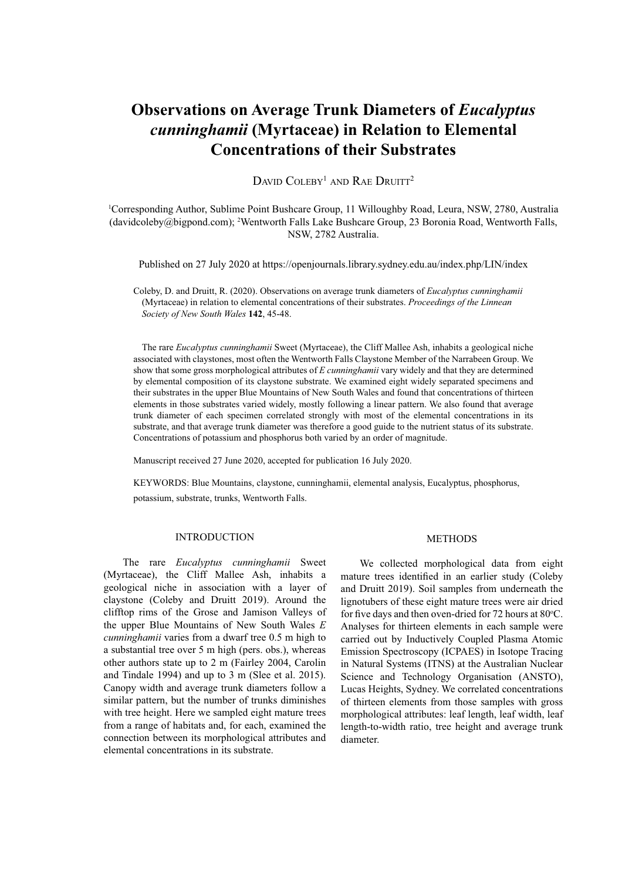# Observations on Average Trunk Diameters of *Eucalyptus cunninghamii* (Myrtaceae) in Relation to Elemental Concentrations of their Substrates

David Coleby[1] and Rae Druitt[2]

[1]Corresponding Author, Sublime Point Bushcare Group, 11 Willoughby Road, Leura, NSW, 2780, Australia (davidcoleby@bigpond.com); [2]Wentworth Falls Lake Bushcare Group, 23 Boronia Road, Wentworth Falls, NSW, 2782 Australia.

Published on 27 July 2020 at https://openjournals.library.sydney.edu.au/index.php/LIN/index

Coleby, D. and Druitt, R. (2020). Observations on average trunk diameters of *Eucalyptus cunninghamii* (Myrtaceae) in relation to elemental concentrations of their substrates. *Proceedings of the Linnean Society of New South Wales* **142**, 45-48.

The rare *Eucalyptus cunninghamii* Sweet (Myrtaceae), the Cliff Mallee Ash, inhabits a geological niche associated with claystones, most often the Wentworth Falls Claystone Member of the Narrabeen Group. We show that some gross morphological attributes of *E cunninghamii* vary widely and that they are determined by elemental composition of its claystone substrate. We examined eight widely separated specimens and their substrates in the upper Blue Mountains of New South Wales and found that concentrations of thirteen elements in those substrates varied widely, mostly following a linear pattern. We also found that average trunk diameter of each specimen correlated strongly with most of the elemental concentrations in its substrate, and that average trunk diameter was therefore a good guide to the nutrient status of its substrate. Concentrations of potassium and phosphorus both varied by an order of magnitude.

Manuscript received 27 June 2020, accepted for publication 16 July 2020.

KEYWORDS: Blue Mountains, claystone, cunninghamii, elemental analysis, Eucalyptus, phosphorus, potassium, substrate, trunks, Wentworth Falls.

## INTRODUCTION

The rare *Eucalyptus cunninghamii* Sweet (Myrtaceae), the Cliff Mallee Ash, inhabits a geological niche in association with a layer of claystone (Coleby and Druitt 2019). Around the clifftop rims of the Grose and Jamison Valleys of the upper Blue Mountains of New South Wales *E cunninghamii* varies from a dwarf tree 0.5 m high to a substantial tree over 5 m high (pers. obs.), whereas other authors state up to 2 m (Fairley 2004, Carolin and Tindale 1994) and up to 3 m (Slee et al. 2015). Canopy width and average trunk diameters follow a similar pattern, but the number of trunks diminishes with tree height. Here we sampled eight mature trees from a range of habitats and, for each, examined the connection between its morphological attributes and elemental concentrations in its substrate.

## METHODS

We collected morphological data from eight mature trees identified in an earlier study (Coleby and Druitt 2019). Soil samples from underneath the lignotubers of these eight mature trees were air dried for five days and then oven-dried for 72 hours at 80°C. Analyses for thirteen elements in each sample were carried out by Inductively Coupled Plasma Atomic Emission Spectroscopy (ICPAES) in Isotope Tracing in Natural Systems (ITNS) at the Australian Nuclear Science and Technology Organisation (ANSTO), Lucas Heights, Sydney. We correlated concentrations of thirteen elements from those samples with gross morphological attributes: leaf length, leaf width, leaf length-to-width ratio, tree height and average trunk diameter.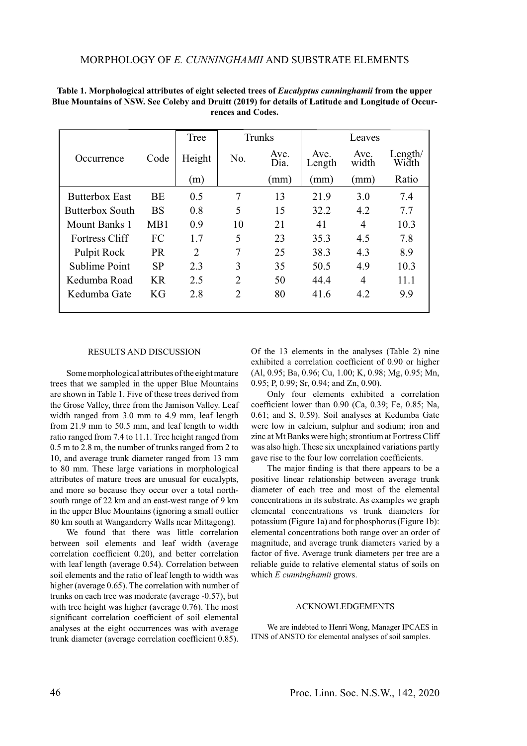**Table 1. Morphological attributes of eight selected trees of *Eucalyptus cunninghamii* from the upper Blue Mountains of NSW. See Coleby and Druitt (2019) for details of Latitude and Longitude of Occurrences and Codes.**

| | | Tree | Trunks | | Leaves | | |
|---|---|---|---|---|---|---|---|
| Occurrence | Code | Height | No. | Ave. Dia. | Ave. Length | Ave. width | Length/ Width |
| | | (m) | | (mm) | (mm) | (mm) | Ratio |
| Butterbox East | BE | 0.5 | 7 | 13 | 21.9 | 3.0 | 7.4 |
| Butterbox South | BS | 0.8 | 5 | 15 | 32.2 | 4.2 | 7.7 |
| Mount Banks 1 | MB1 | 0.9 | 10 | 21 | 41 | 4 | 10.3 |
| Fortress Cliff | FC | 1.7 | 5 | 23 | 35.3 | 4.5 | 7.8 |
| Pulpit Rock | PR | 2 | 7 | 25 | 38.3 | 4.3 | 8.9 |
| Sublime Point | SP | 2.3 | 3 | 35 | 50.5 | 4.9 | 10.3 |
| Kedumba Road | KR | 2.5 | 2 | 50 | 44.4 | 4 | 11.1 |
| Kedumba Gate | KG | 2.8 | 2 | 80 | 41.6 | 4.2 | 9.9 |

## RESULTS AND DISCUSSION

Some morphological attributes of the eight mature trees that we sampled in the upper Blue Mountains are shown in Table 1. Five of these trees derived from the Grose Valley, three from the Jamison Valley. Leaf width ranged from 3.0 mm to 4.9 mm, leaf length from 21.9 mm to 50.5 mm, and leaf length to width ratio ranged from 7.4 to 11.1. Tree height ranged from 0.5 m to 2.8 m, the number of trunks ranged from 2 to 10, and average trunk diameter ranged from 13 mm to 80 mm. These large variations in morphological attributes of mature trees are unusual for eucalypts, and more so because they occur over a total north-south range of 22 km and an east-west range of 9 km in the upper Blue Mountains (ignoring a small outlier 80 km south at Wanganderry Walls near Mittagong).

We found that there was little correlation between soil elements and leaf width (average correlation coefficient 0.20), and better correlation with leaf length (average 0.54). Correlation between soil elements and the ratio of leaf length to width was higher (average 0.65). The correlation with number of trunks on each tree was moderate (average -0.57), but with tree height was higher (average 0.76). The most significant correlation coefficient of soil elemental analyses at the eight occurrences was with average trunk diameter (average correlation coefficient 0.85). Of the 13 elements in the analyses (Table 2) nine exhibited a correlation coefficient of 0.90 or higher (Al, 0.95; Ba, 0.96; Cu, 1.00; K, 0.98; Mg, 0.95; Mn, 0.95; P, 0.99; Sr, 0.94; and Zn, 0.90).

Only four elements exhibited a correlation coefficient lower than 0.90 (Ca, 0.39; Fe, 0.85; Na, 0.61; and S, 0.59). Soil analyses at Kedumba Gate were low in calcium, sulphur and sodium; iron and zinc at Mt Banks were high; strontium at Fortress Cliff was also high. These six unexplained variations partly gave rise to the four low correlation coefficients.

The major finding is that there appears to be a positive linear relationship between average trunk diameter of each tree and most of the elemental concentrations in its substrate. As examples we graph elemental concentrations vs trunk diameters for potassium (Figure 1a) and for phosphorus (Figure 1b): elemental concentrations both range over an order of magnitude, and average trunk diameters varied by a factor of five. Average trunk diameters per tree are a reliable guide to relative elemental status of soils on which *E cunninghamii* grows.

## ACKNOWLEDGEMENTS

We are indebted to Henri Wong, Manager IPCAES in ITNS of ANSTO for elemental analyses of soil samples.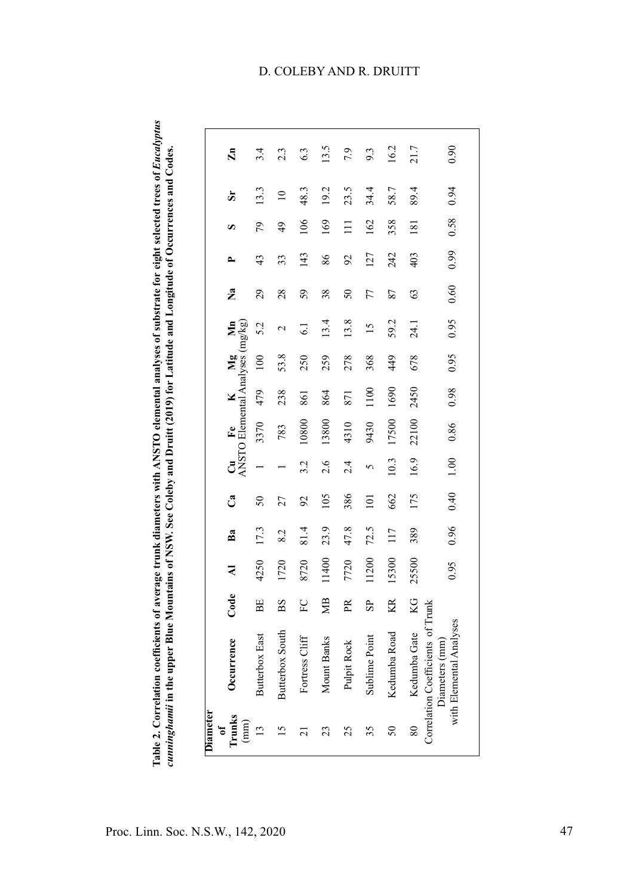**Table 2. Correlation coefficients of average trunk diameters with ANSTO elemental analyses of substrate for eight selected trees of *Eucalyptus cunninghamii* in the upper Blue Mountains of NSW. See Coleby and Druitt (2019) for Latitude and Longitude of Occurrences and Codes.**

| Diameter of Trunks (mm) | Occurrence | Code | Al | Ba | Ca | Cu | Fe | K | Mg | Mn | Na | P | S | Sr | Zn |
|---|---|---|---|---|---|---|---|---|---|---|---|---|---|---|---|
| | | | ANSTO Elemental Analyses (mg/kg) | | | | | | | | | | | | |
| 13 | Butterbox East | BE | 4250 | 17.3 | 50 | 1 | 3370 | 479 | 100 | 5.2 | 29 | 43 | 79 | 13.3 | 3.4 |
| 15 | Butterbox South | BS | 1720 | 8.2 | 27 | 1 | 783 | 238 | 53.8 | 2 | 28 | 33 | 49 | 10 | 2.3 |
| 21 | Fortress Cliff | FC | 8720 | 81.4 | 92 | 3.2 | 10800 | 861 | 250 | 6.1 | 59 | 143 | 106 | 48.3 | 6.3 |
| 23 | Mount Banks | MB | 11400 | 23.9 | 105 | 2.6 | 13800 | 864 | 259 | 13.4 | 38 | 86 | 169 | 19.2 | 13.5 |
| 25 | Pulpit Rock | PR | 7720 | 47.8 | 386 | 2.4 | 4310 | 871 | 278 | 13.8 | 50 | 92 | 111 | 23.5 | 7.9 |
| 35 | Sublime Point | SP | 11200 | 72.5 | 101 | 5 | 9430 | 1100 | 368 | 15 | 77 | 127 | 162 | 34.4 | 9.3 |
| 50 | Kedumba Road | KR | 15300 | 117 | 662 | 10.3 | 17500 | 1690 | 449 | 59.2 | 87 | 242 | 358 | 58.7 | 16.2 |
| 80 | Kedumba Gate | KG | 25500 | 389 | 175 | 16.9 | 22100 | 2450 | 678 | 24.1 | 63 | 403 | 181 | 89.4 | 21.7 |
| Correlation Coefficients of Trunk Diameters (mm) with Elemental Analyses | | | 0.95 | 0.96 | 0.40 | 1.00 | 0.86 | 0.98 | 0.95 | 0.95 | 0.60 | 0.99 | 0.58 | 0.94 | 0.90 |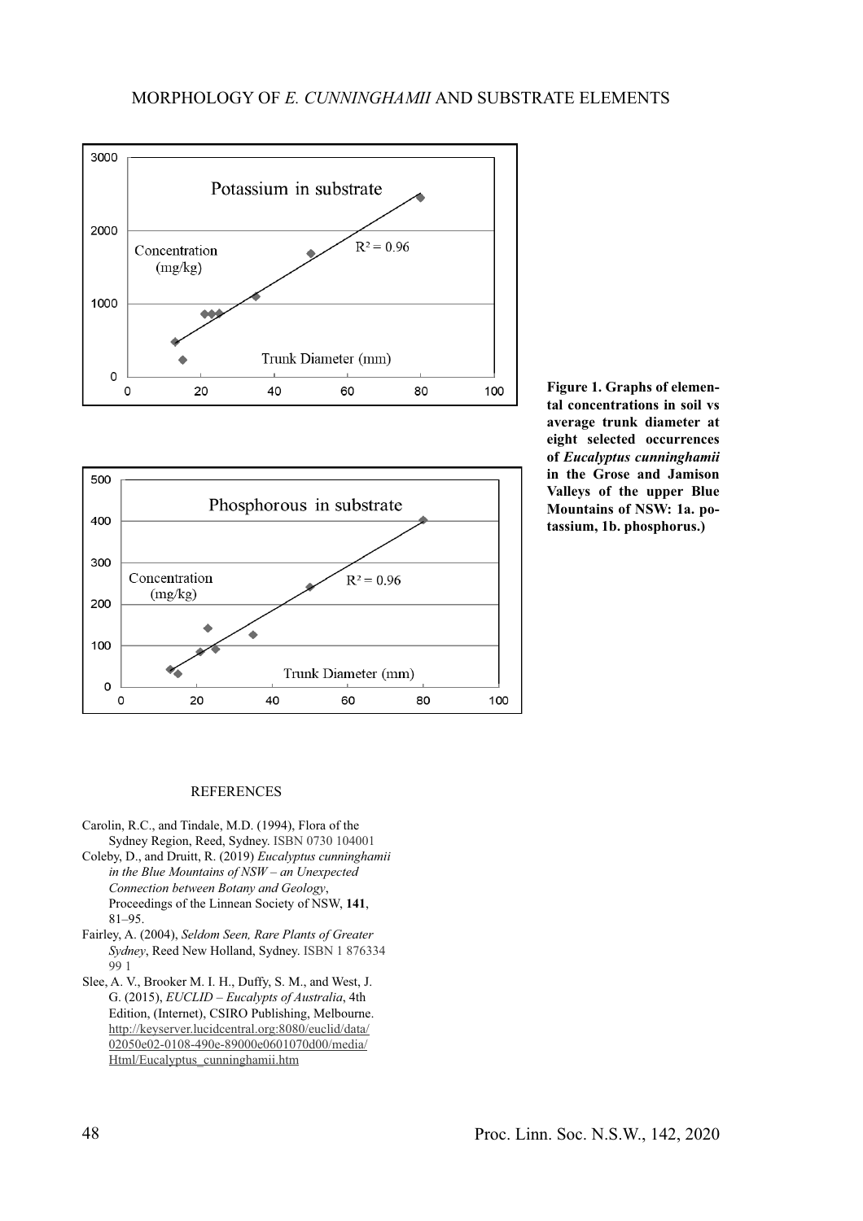Potassium in substrate

3000

2000

1000

0

0 20 40 60 80 100

Concentration (mg/kg)

$R^2 = 0.96$

Trunk Diameter (mm)

Phosphorous in substrate

500

400

300

200

100

0

0 20 40 60 80 100

Concentration (mg/kg)

$R^2 = 0.96$

Trunk Diameter (mm)

**Figure 1. Graphs of elemental concentrations in soil vs average trunk diameter at eight selected occurrences of *Eucalyptus cunninghamii* in the Grose and Jamison Valleys of the upper Blue Mountains of NSW: 1a. potassium, 1b. phosphorus.)**

## REFERENCES

Carolin, R.C., and Tindale, M.D. (1994), Flora of the Sydney Region, Reed, Sydney. ISBN 0730 104001

Coleby, D., and Druitt, R. (2019) *Eucalyptus cunninghamii in the Blue Mountains of NSW – an Unexpected Connection between Botany and Geology*, Proceedings of the Linnean Society of NSW, **141**, 81–95.

Fairley, A. (2004), *Seldom Seen, Rare Plants of Greater Sydney*, Reed New Holland, Sydney. ISBN 1 876334 99 1

Slee, A. V., Brooker M. I. H., Duffy, S. M., and West, J. G. (2015), *EUCLID – Eucalypts of Australia*, 4th Edition, (Internet), CSIRO Publishing, Melbourne. http://keyserver.lucidcentral.org:8080/euclid/data/02050e02-0108-490e-89000e0601070d00/media/Html/Eucalyptus_cunninghamii.htm